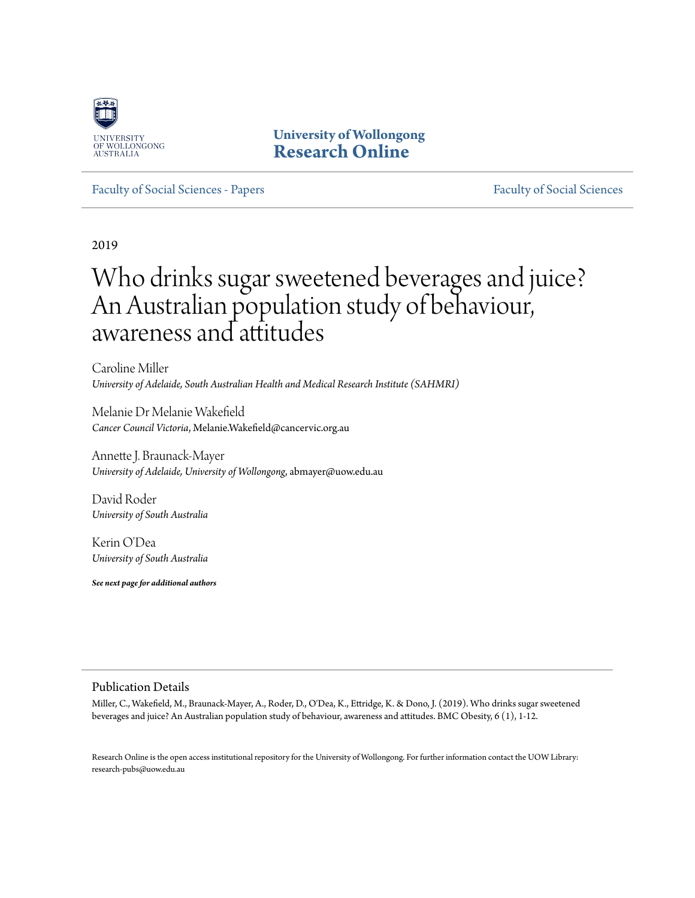University of Wollongong
**Research Online**

Faculty of Social Sciences - Papers | Faculty of Social Sciences

2019

# Who drinks sugar sweetened beverages and juice? An Australian population study of behaviour, awareness and attitudes

Caroline Miller
*University of Adelaide, South Australian Health and Medical Research Institute (SAHMRI)*

Melanie Dr Melanie Wakefield
*Cancer Council Victoria*, Melanie.Wakefield@cancervic.org.au

Annette J. Braunack-Mayer
*University of Adelaide, University of Wollongong*, abmayer@uow.edu.au

David Roder
*University of South Australia*

Kerin O'Dea
*University of South Australia*

***See next page for additional authors***

## Publication Details

Miller, C., Wakefield, M., Braunack-Mayer, A., Roder, D., O'Dea, K., Ettridge, K. & Dono, J. (2019). Who drinks sugar sweetened beverages and juice? An Australian population study of behaviour, awareness and attitudes. BMC Obesity, 6 (1), 1-12.

Research Online is the open access institutional repository for the University of Wollongong. For further information contact the UOW Library: research-pubs@uow.edu.au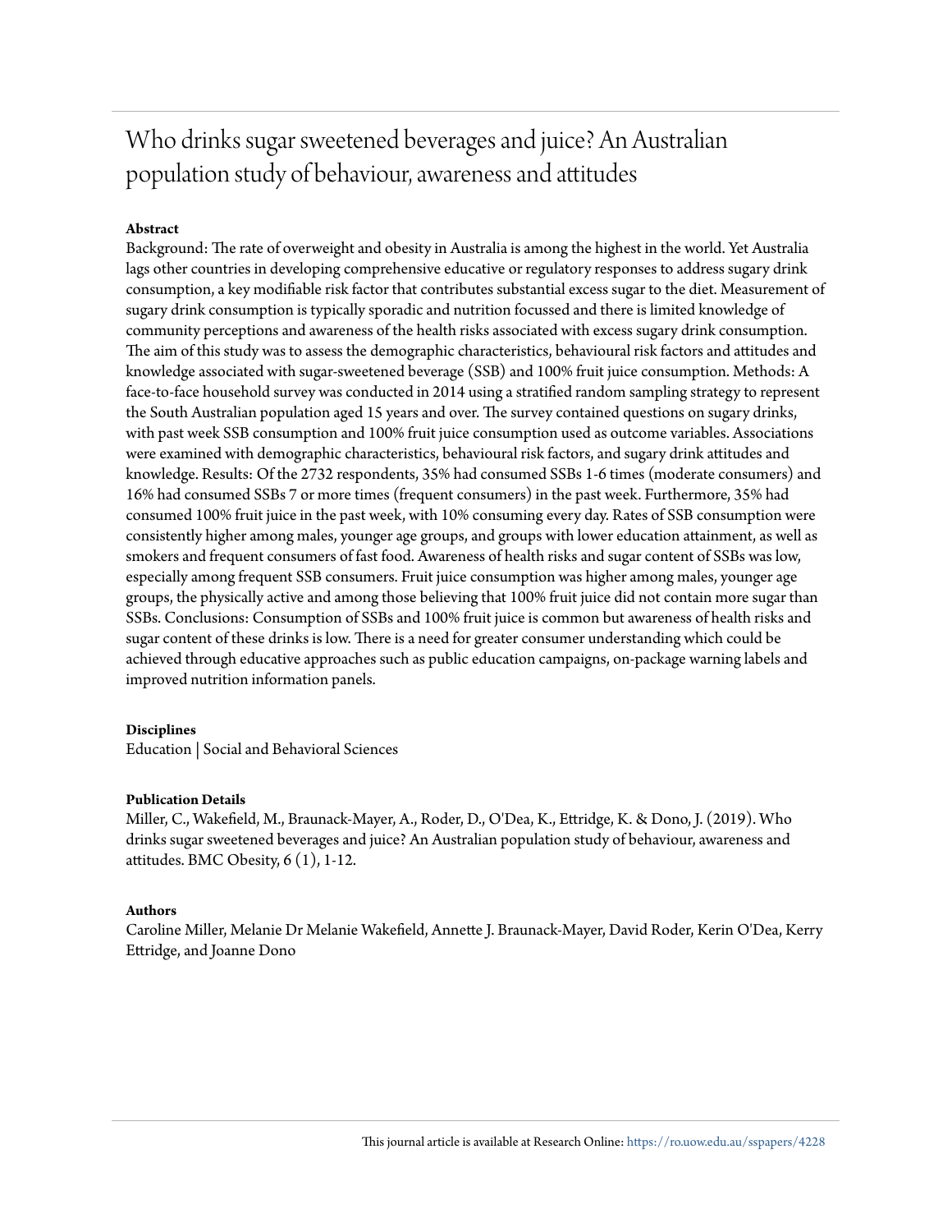# Who drinks sugar sweetened beverages and juice? An Australian population study of behaviour, awareness and attitudes

**Abstract**

Background: The rate of overweight and obesity in Australia is among the highest in the world. Yet Australia lags other countries in developing comprehensive educative or regulatory responses to address sugary drink consumption, a key modifiable risk factor that contributes substantial excess sugar to the diet. Measurement of sugary drink consumption is typically sporadic and nutrition focussed and there is limited knowledge of community perceptions and awareness of the health risks associated with excess sugary drink consumption. The aim of this study was to assess the demographic characteristics, behavioural risk factors and attitudes and knowledge associated with sugar-sweetened beverage (SSB) and 100% fruit juice consumption. Methods: A face-to-face household survey was conducted in 2014 using a stratified random sampling strategy to represent the South Australian population aged 15 years and over. The survey contained questions on sugary drinks, with past week SSB consumption and 100% fruit juice consumption used as outcome variables. Associations were examined with demographic characteristics, behavioural risk factors, and sugary drink attitudes and knowledge. Results: Of the 2732 respondents, 35% had consumed SSBs 1-6 times (moderate consumers) and 16% had consumed SSBs 7 or more times (frequent consumers) in the past week. Furthermore, 35% had consumed 100% fruit juice in the past week, with 10% consuming every day. Rates of SSB consumption were consistently higher among males, younger age groups, and groups with lower education attainment, as well as smokers and frequent consumers of fast food. Awareness of health risks and sugar content of SSBs was low, especially among frequent SSB consumers. Fruit juice consumption was higher among males, younger age groups, the physically active and among those believing that 100% fruit juice did not contain more sugar than SSBs. Conclusions: Consumption of SSBs and 100% fruit juice is common but awareness of health risks and sugar content of these drinks is low. There is a need for greater consumer understanding which could be achieved through educative approaches such as public education campaigns, on-package warning labels and improved nutrition information panels.

**Disciplines**

Education | Social and Behavioral Sciences

**Publication Details**

Miller, C., Wakefield, M., Braunack-Mayer, A., Roder, D., O'Dea, K., Ettridge, K. & Dono, J. (2019). Who drinks sugar sweetened beverages and juice? An Australian population study of behaviour, awareness and attitudes. BMC Obesity, 6 (1), 1-12.

**Authors**

Caroline Miller, Melanie Dr Melanie Wakefield, Annette J. Braunack-Mayer, David Roder, Kerin O'Dea, Kerry Ettridge, and Joanne Dono

This journal article is available at Research Online: https://ro.uow.edu.au/sspapers/4228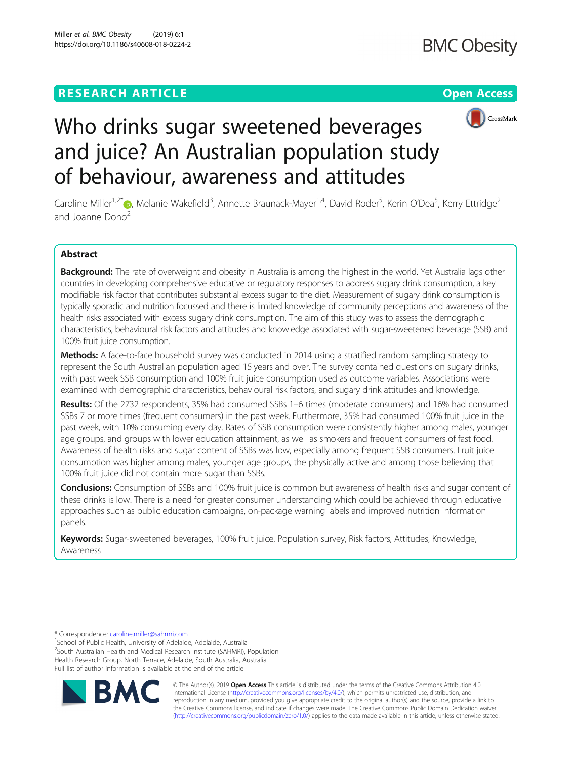# Who drinks sugar sweetened beverages and juice? An Australian population study of behaviour, awareness and attitudes

Caroline Miller[1,2*], Melanie Wakefield[3], Annette Braunack-Mayer[1,4], David Roder[5], Kerin O'Dea[5], Kerry Ettridge[2] and Joanne Dono[2]

## Abstract

**Background:** The rate of overweight and obesity in Australia is among the highest in the world. Yet Australia lags other countries in developing comprehensive educative or regulatory responses to address sugary drink consumption, a key modifiable risk factor that contributes substantial excess sugar to the diet. Measurement of sugary drink consumption is typically sporadic and nutrition focussed and there is limited knowledge of community perceptions and awareness of the health risks associated with excess sugary drink consumption. The aim of this study was to assess the demographic characteristics, behavioural risk factors and attitudes and knowledge associated with sugar-sweetened beverage (SSB) and 100% fruit juice consumption.

**Methods:** A face-to-face household survey was conducted in 2014 using a stratified random sampling strategy to represent the South Australian population aged 15 years and over. The survey contained questions on sugary drinks, with past week SSB consumption and 100% fruit juice consumption used as outcome variables. Associations were examined with demographic characteristics, behavioural risk factors, and sugary drink attitudes and knowledge.

**Results:** Of the 2732 respondents, 35% had consumed SSBs 1–6 times (moderate consumers) and 16% had consumed SSBs 7 or more times (frequent consumers) in the past week. Furthermore, 35% had consumed 100% fruit juice in the past week, with 10% consuming every day. Rates of SSB consumption were consistently higher among males, younger age groups, and groups with lower education attainment, as well as smokers and frequent consumers of fast food. Awareness of health risks and sugar content of SSBs was low, especially among frequent SSB consumers. Fruit juice consumption was higher among males, younger age groups, the physically active and among those believing that 100% fruit juice did not contain more sugar than SSBs.

**Conclusions:** Consumption of SSBs and 100% fruit juice is common but awareness of health risks and sugar content of these drinks is low. There is a need for greater consumer understanding which could be achieved through educative approaches such as public education campaigns, on-package warning labels and improved nutrition information panels.

**Keywords:** Sugar-sweetened beverages, 100% fruit juice, Population survey, Risk factors, Attitudes, Knowledge, Awareness

* Correspondence: caroline.miller@sahmri.com
[1]School of Public Health, University of Adelaide, Adelaide, Australia
[2]South Australian Health and Medical Research Institute (SAHMRI), Population Health Research Group, North Terrace, Adelaide, South Australia, Australia
Full list of author information is available at the end of the article

© The Author(s). 2019 **Open Access** This article is distributed under the terms of the Creative Commons Attribution 4.0 International License (http://creativecommons.org/licenses/by/4.0/), which permits unrestricted use, distribution, and reproduction in any medium, provided you give appropriate credit to the original author(s) and the source, provide a link to the Creative Commons license, and indicate if changes were made. The Creative Commons Public Domain Dedication waiver (http://creativecommons.org/publicdomain/zero/1.0/) applies to the data made available in this article, unless otherwise stated.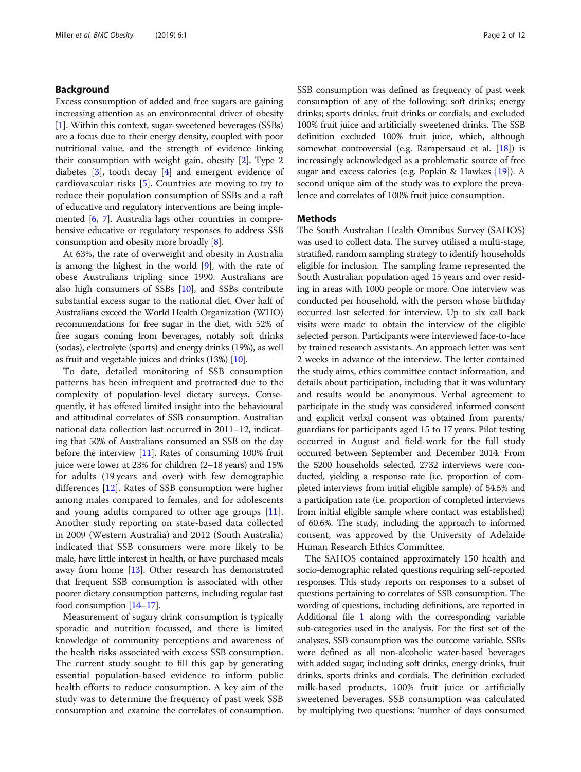## Background

Excess consumption of added and free sugars are gaining increasing attention as an environmental driver of obesity [1]. Within this context, sugar-sweetened beverages (SSBs) are a focus due to their energy density, coupled with poor nutritional value, and the strength of evidence linking their consumption with weight gain, obesity [2], Type 2 diabetes [3], tooth decay [4] and emergent evidence of cardiovascular risks [5]. Countries are moving to try to reduce their population consumption of SSBs and a raft of educative and regulatory interventions are being implemented [6, 7]. Australia lags other countries in comprehensive educative or regulatory responses to address SSB consumption and obesity more broadly [8].

At 63%, the rate of overweight and obesity in Australia is among the highest in the world [9], with the rate of obese Australians tripling since 1990. Australians are also high consumers of SSBs [10], and SSBs contribute substantial excess sugar to the national diet. Over half of Australians exceed the World Health Organization (WHO) recommendations for free sugar in the diet, with 52% of free sugars coming from beverages, notably soft drinks (sodas), electrolyte (sports) and energy drinks (19%), as well as fruit and vegetable juices and drinks (13%) [10].

To date, detailed monitoring of SSB consumption patterns has been infrequent and protracted due to the complexity of population-level dietary surveys. Consequently, it has offered limited insight into the behavioural and attitudinal correlates of SSB consumption. Australian national data collection last occurred in 2011–12, indicating that 50% of Australians consumed an SSB on the day before the interview [11]. Rates of consuming 100% fruit juice were lower at 23% for children (2–18 years) and 15% for adults (19 years and over) with few demographic differences [12]. Rates of SSB consumption were higher among males compared to females, and for adolescents and young adults compared to other age groups [11]. Another study reporting on state-based data collected in 2009 (Western Australia) and 2012 (South Australia) indicated that SSB consumers were more likely to be male, have little interest in health, or have purchased meals away from home [13]. Other research has demonstrated that frequent SSB consumption is associated with other poorer dietary consumption patterns, including regular fast food consumption [14–17].

Measurement of sugary drink consumption is typically sporadic and nutrition focussed, and there is limited knowledge of community perceptions and awareness of the health risks associated with excess SSB consumption. The current study sought to fill this gap by generating essential population-based evidence to inform public health efforts to reduce consumption. A key aim of the study was to determine the frequency of past week SSB consumption and examine the correlates of consumption. SSB consumption was defined as frequency of past week consumption of any of the following: soft drinks; energy drinks; sports drinks; fruit drinks or cordials; and excluded 100% fruit juice and artificially sweetened drinks. The SSB definition excluded 100% fruit juice, which, although somewhat controversial (e.g. Rampersaud et al. [18]) is increasingly acknowledged as a problematic source of free sugar and excess calories (e.g. Popkin & Hawkes [19]). A second unique aim of the study was to explore the prevalence and correlates of 100% fruit juice consumption.

## Methods

The South Australian Health Omnibus Survey (SAHOS) was used to collect data. The survey utilised a multi-stage, stratified, random sampling strategy to identify households eligible for inclusion. The sampling frame represented the South Australian population aged 15 years and over residing in areas with 1000 people or more. One interview was conducted per household, with the person whose birthday occurred last selected for interview. Up to six call back visits were made to obtain the interview of the eligible selected person. Participants were interviewed face-to-face by trained research assistants. An approach letter was sent 2 weeks in advance of the interview. The letter contained the study aims, ethics committee contact information, and details about participation, including that it was voluntary and results would be anonymous. Verbal agreement to participate in the study was considered informed consent and explicit verbal consent was obtained from parents/guardians for participants aged 15 to 17 years. Pilot testing occurred in August and field-work for the full study occurred between September and December 2014. From the 5200 households selected, 2732 interviews were conducted, yielding a response rate (i.e. proportion of completed interviews from initial eligible sample) of 54.5% and a participation rate (i.e. proportion of completed interviews from initial eligible sample where contact was established) of 60.6%. The study, including the approach to informed consent, was approved by the University of Adelaide Human Research Ethics Committee.

The SAHOS contained approximately 150 health and socio-demographic related questions requiring self-reported responses. This study reports on responses to a subset of questions pertaining to correlates of SSB consumption. The wording of questions, including definitions, are reported in Additional file 1 along with the corresponding variable sub-categories used in the analysis. For the first set of the analyses, SSB consumption was the outcome variable. SSBs were defined as all non-alcoholic water-based beverages with added sugar, including soft drinks, energy drinks, fruit drinks, sports drinks and cordials. The definition excluded milk-based products, 100% fruit juice or artificially sweetened beverages. SSB consumption was calculated by multiplying two questions: 'number of days consumed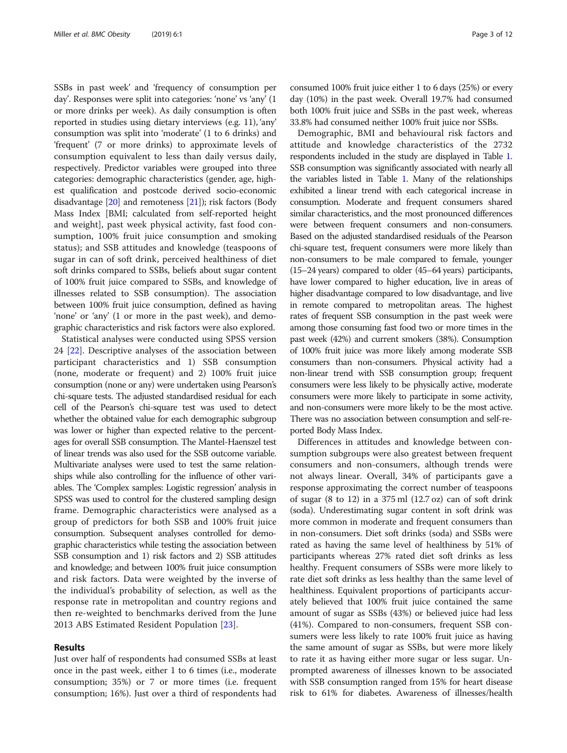SSBs in past week' and 'frequency of consumption per day'. Responses were split into categories: 'none' vs 'any' (1 or more drinks per week). As daily consumption is often reported in studies using dietary interviews (e.g. 11), 'any' consumption was split into 'moderate' (1 to 6 drinks) and 'frequent' (7 or more drinks) to approximate levels of consumption equivalent to less than daily versus daily, respectively. Predictor variables were grouped into three categories: demographic characteristics (gender, age, highest qualification and postcode derived socio-economic disadvantage [20] and remoteness [21]); risk factors (Body Mass Index [BMI; calculated from self-reported height and weight], past week physical activity, fast food consumption, 100% fruit juice consumption and smoking status); and SSB attitudes and knowledge (teaspoons of sugar in can of soft drink, perceived healthiness of diet soft drinks compared to SSBs, beliefs about sugar content of 100% fruit juice compared to SSBs, and knowledge of illnesses related to SSB consumption). The association between 100% fruit juice consumption, defined as having 'none' or 'any' (1 or more in the past week), and demographic characteristics and risk factors were also explored.

Statistical analyses were conducted using SPSS version 24 [22]. Descriptive analyses of the association between participant characteristics and 1) SSB consumption (none, moderate or frequent) and 2) 100% fruit juice consumption (none or any) were undertaken using Pearson's chi-square tests. The adjusted standardised residual for each cell of the Pearson's chi-square test was used to detect whether the obtained value for each demographic subgroup was lower or higher than expected relative to the percentages for overall SSB consumption. The Mantel-Haenszel test of linear trends was also used for the SSB outcome variable. Multivariate analyses were used to test the same relationships while also controlling for the influence of other variables. The 'Complex samples: Logistic regression' analysis in SPSS was used to control for the clustered sampling design frame. Demographic characteristics were analysed as a group of predictors for both SSB and 100% fruit juice consumption. Subsequent analyses controlled for demographic characteristics while testing the association between SSB consumption and 1) risk factors and 2) SSB attitudes and knowledge; and between 100% fruit juice consumption and risk factors. Data were weighted by the inverse of the individual's probability of selection, as well as the response rate in metropolitan and country regions and then re-weighted to benchmarks derived from the June 2013 ABS Estimated Resident Population [23].

## Results

Just over half of respondents had consumed SSBs at least once in the past week, either 1 to 6 times (i.e., moderate consumption; 35%) or 7 or more times (i.e. frequent consumption; 16%). Just over a third of respondents had consumed 100% fruit juice either 1 to 6 days (25%) or every day (10%) in the past week. Overall 19.7% had consumed both 100% fruit juice and SSBs in the past week, whereas 33.8% had consumed neither 100% fruit juice nor SSBs.

Demographic, BMI and behavioural risk factors and attitude and knowledge characteristics of the 2732 respondents included in the study are displayed in Table 1. SSB consumption was significantly associated with nearly all the variables listed in Table 1. Many of the relationships exhibited a linear trend with each categorical increase in consumption. Moderate and frequent consumers shared similar characteristics, and the most pronounced differences were between frequent consumers and non-consumers. Based on the adjusted standardised residuals of the Pearson chi-square test, frequent consumers were more likely than non-consumers to be male compared to female, younger (15–24 years) compared to older (45–64 years) participants, have lower compared to higher education, live in areas of higher disadvantage compared to low disadvantage, and live in remote compared to metropolitan areas. The highest rates of frequent SSB consumption in the past week were among those consuming fast food two or more times in the past week (42%) and current smokers (38%). Consumption of 100% fruit juice was more likely among moderate SSB consumers than non-consumers. Physical activity had a non-linear trend with SSB consumption group; frequent consumers were less likely to be physically active, moderate consumers were more likely to participate in some activity, and non-consumers were more likely to be the most active. There was no association between consumption and self-reported Body Mass Index.

Differences in attitudes and knowledge between consumption subgroups were also greatest between frequent consumers and non-consumers, although trends were not always linear. Overall, 34% of participants gave a response approximating the correct number of teaspoons of sugar (8 to 12) in a 375 ml (12.7 oz) can of soft drink (soda). Underestimating sugar content in soft drink was more common in moderate and frequent consumers than in non-consumers. Diet soft drinks (soda) and SSBs were rated as having the same level of healthiness by 51% of participants whereas 27% rated diet soft drinks as less healthy. Frequent consumers of SSBs were more likely to rate diet soft drinks as less healthy than the same level of healthiness. Equivalent proportions of participants accurately believed that 100% fruit juice contained the same amount of sugar as SSBs (43%) or believed juice had less (41%). Compared to non-consumers, frequent SSB consumers were less likely to rate 100% fruit juice as having the same amount of sugar as SSBs, but were more likely to rate it as having either more sugar or less sugar. Unprompted awareness of illnesses known to be associated with SSB consumption ranged from 15% for heart disease risk to 61% for diabetes. Awareness of illnesses/health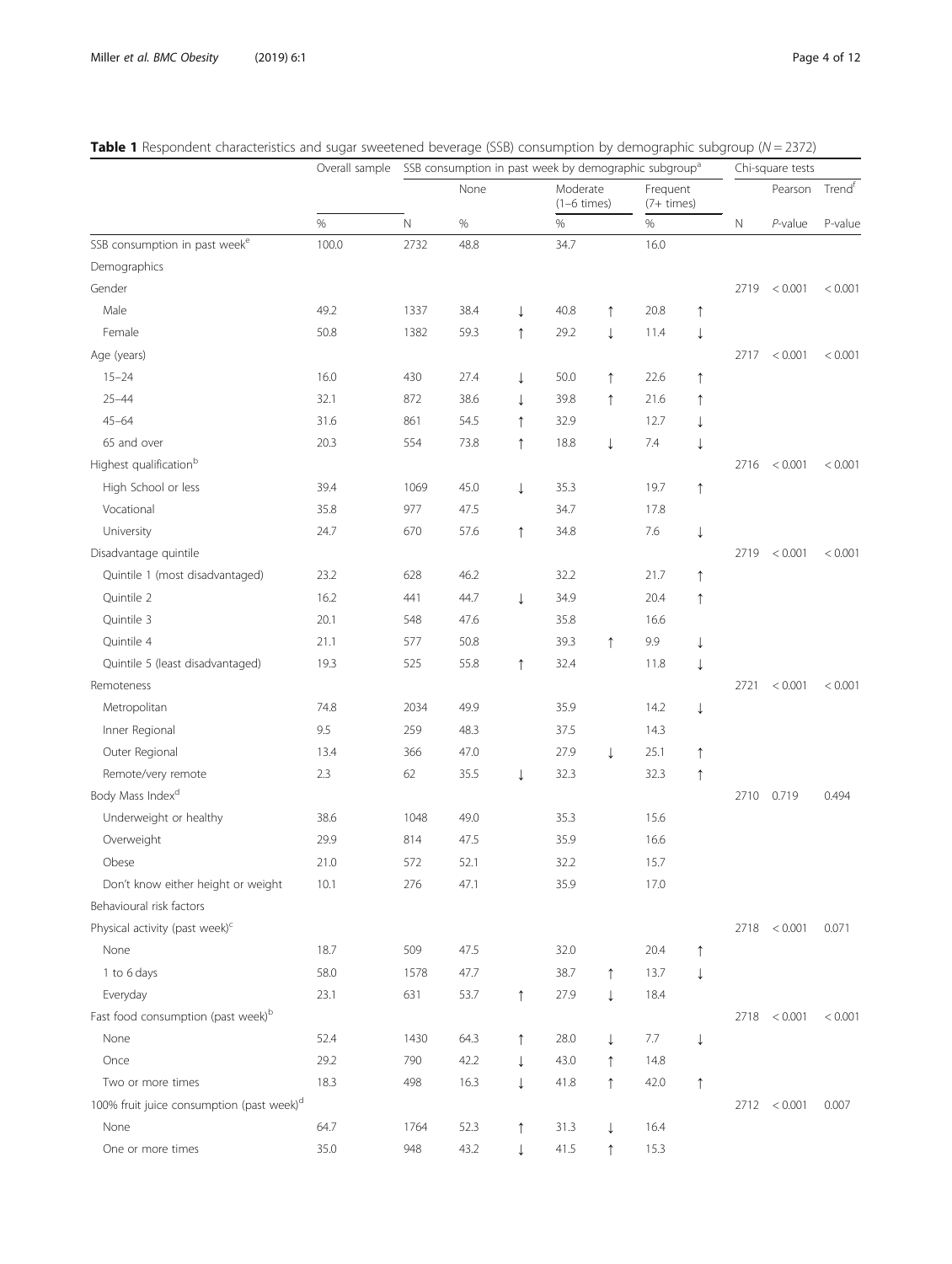**Table 1** Respondent characteristics and sugar sweetened beverage (SSB) consumption by demographic subgroup (*N* = 2372)

| | Overall sample | SSB consumption in past week by demographic subgroup[a] | | | | | | | Chi-square tests | | |
|---|---|---|---|---|---|---|---|---|---|---|---|
| | | | None | | Moderate (1–6 times) | | Frequent (7+ times) | | | Pearson | Trend[f] |
| | % | N | % | | % | | % | | N | *P*-value | P-value |
| SSB consumption in past week[e] | 100.0 | 2732 | 48.8 | | 34.7 | | 16.0 | | | | |
| Demographics | | | | | | | | | | | |
| Gender | | | | | | | | | 2719 | < 0.001 | < 0.001 |
| Male | 49.2 | 1337 | 38.4 | ↓ | 40.8 | ↑ | 20.8 | ↑ | | | |
| Female | 50.8 | 1382 | 59.3 | ↑ | 29.2 | ↓ | 11.4 | ↓ | | | |
| Age (years) | | | | | | | | | 2717 | < 0.001 | < 0.001 |
| 15–24 | 16.0 | 430 | 27.4 | ↓ | 50.0 | ↑ | 22.6 | ↑ | | | |
| 25–44 | 32.1 | 872 | 38.6 | ↓ | 39.8 | ↑ | 21.6 | ↑ | | | |
| 45–64 | 31.6 | 861 | 54.5 | ↑ | 32.9 | | 12.7 | ↓ | | | |
| 65 and over | 20.3 | 554 | 73.8 | ↑ | 18.8 | ↓ | 7.4 | ↓ | | | |
| Highest qualification[b] | | | | | | | | | 2716 | < 0.001 | < 0.001 |
| High School or less | 39.4 | 1069 | 45.0 | ↓ | 35.3 | | 19.7 | ↑ | | | |
| Vocational | 35.8 | 977 | 47.5 | | 34.7 | | 17.8 | | | | |
| University | 24.7 | 670 | 57.6 | ↑ | 34.8 | | 7.6 | ↓ | | | |
| Disadvantage quintile | | | | | | | | | 2719 | < 0.001 | < 0.001 |
| Quintile 1 (most disadvantaged) | 23.2 | 628 | 46.2 | | 32.2 | | 21.7 | ↑ | | | |
| Quintile 2 | 16.2 | 441 | 44.7 | ↓ | 34.9 | | 20.4 | ↑ | | | |
| Quintile 3 | 20.1 | 548 | 47.6 | | 35.8 | | 16.6 | | | | |
| Quintile 4 | 21.1 | 577 | 50.8 | | 39.3 | ↑ | 9.9 | ↓ | | | |
| Quintile 5 (least disadvantaged) | 19.3 | 525 | 55.8 | ↑ | 32.4 | | 11.8 | ↓ | | | |
| Remoteness | | | | | | | | | 2721 | < 0.001 | < 0.001 |
| Metropolitan | 74.8 | 2034 | 49.9 | | 35.9 | | 14.2 | ↓ | | | |
| Inner Regional | 9.5 | 259 | 48.3 | | 37.5 | | 14.3 | | | | |
| Outer Regional | 13.4 | 366 | 47.0 | | 27.9 | ↓ | 25.1 | ↑ | | | |
| Remote/very remote | 2.3 | 62 | 35.5 | ↓ | 32.3 | | 32.3 | ↑ | | | |
| Body Mass Index[d] | | | | | | | | | 2710 | 0.719 | 0.494 |
| Underweight or healthy | 38.6 | 1048 | 49.0 | | 35.3 | | 15.6 | | | | |
| Overweight | 29.9 | 814 | 47.5 | | 35.9 | | 16.6 | | | | |
| Obese | 21.0 | 572 | 52.1 | | 32.2 | | 15.7 | | | | |
| Don't know either height or weight | 10.1 | 276 | 47.1 | | 35.9 | | 17.0 | | | | |
| Behavioural risk factors | | | | | | | | | | | |
| Physical activity (past week)[c] | | | | | | | | | 2718 | < 0.001 | 0.071 |
| None | 18.7 | 509 | 47.5 | | 32.0 | | 20.4 | ↑ | | | |
| 1 to 6 days | 58.0 | 1578 | 47.7 | | 38.7 | ↑ | 13.7 | ↓ | | | |
| Everyday | 23.1 | 631 | 53.7 | ↑ | 27.9 | ↓ | 18.4 | | | | |
| Fast food consumption (past week)[b] | | | | | | | | | 2718 | < 0.001 | < 0.001 |
| None | 52.4 | 1430 | 64.3 | ↑ | 28.0 | ↓ | 7.7 | ↓ | | | |
| Once | 29.2 | 790 | 42.2 | ↓ | 43.0 | ↑ | 14.8 | | | | |
| Two or more times | 18.3 | 498 | 16.3 | ↓ | 41.8 | ↑ | 42.0 | ↑ | | | |
| 100% fruit juice consumption (past week)[d] | | | | | | | | | 2712 | < 0.001 | 0.007 |
| None | 64.7 | 1764 | 52.3 | ↑ | 31.3 | ↓ | 16.4 | | | | |
| One or more times | 35.0 | 948 | 43.2 | ↓ | 41.5 | ↑ | 15.3 | | | | |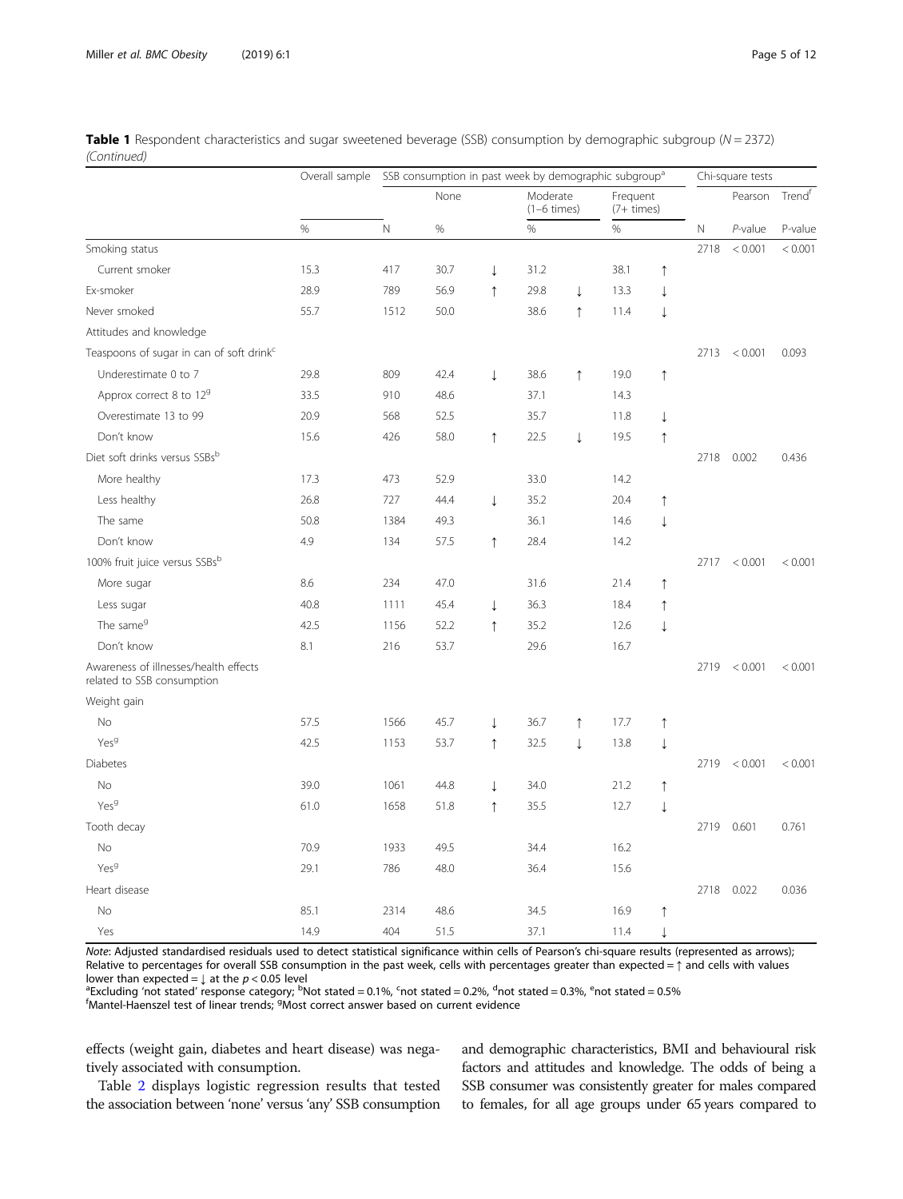**Table 1** Respondent characteristics and sugar sweetened beverage (SSB) consumption by demographic subgroup ($N = 2372$) *(Continued)*

| | Overall sample | SSB consumption in past week by demographic subgroup[a] | | | | | | | Chi-square tests | | |
|---|---|---|---|---|---|---|---|---|---|---|---|
| | | None | | | Moderate (1–6 times) | | Frequent (7+ times) | | | Pearson | Trend[f] |
| | % | N | % | | % | | % | | N | P-value | P-value |
| Smoking status | | | | | | | | | 2718 | < 0.001 | < 0.001 |
| Current smoker | 15.3 | 417 | 30.7 | ↓ | 31.2 | | 38.1 | ↑ | | | |
| Ex-smoker | 28.9 | 789 | 56.9 | ↑ | 29.8 | ↓ | 13.3 | ↓ | | | |
| Never smoked | 55.7 | 1512 | 50.0 | | 38.6 | ↑ | 11.4 | ↓ | | | |
| Attitudes and knowledge | | | | | | | | | | | |
| Teaspoons of sugar in can of soft drink[c] | | | | | | | | | 2713 | < 0.001 | 0.093 |
| Underestimate 0 to 7 | 29.8 | 809 | 42.4 | ↓ | 38.6 | ↑ | 19.0 | ↑ | | | |
| Approx correct 8 to 12[g] | 33.5 | 910 | 48.6 | | 37.1 | | 14.3 | | | | |
| Overestimate 13 to 99 | 20.9 | 568 | 52.5 | | 35.7 | | 11.8 | ↓ | | | |
| Don't know | 15.6 | 426 | 58.0 | ↑ | 22.5 | ↓ | 19.5 | ↑ | | | |
| Diet soft drinks versus SSBs[b] | | | | | | | | | 2718 | 0.002 | 0.436 |
| More healthy | 17.3 | 473 | 52.9 | | 33.0 | | 14.2 | | | | |
| Less healthy | 26.8 | 727 | 44.4 | ↓ | 35.2 | | 20.4 | ↑ | | | |
| The same | 50.8 | 1384 | 49.3 | | 36.1 | | 14.6 | ↓ | | | |
| Don't know | 4.9 | 134 | 57.5 | ↑ | 28.4 | | 14.2 | | | | |
| 100% fruit juice versus SSBs[b] | | | | | | | | | 2717 | < 0.001 | < 0.001 |
| More sugar | 8.6 | 234 | 47.0 | | 31.6 | | 21.4 | ↑ | | | |
| Less sugar | 40.8 | 1111 | 45.4 | ↓ | 36.3 | | 18.4 | ↑ | | | |
| The same[g] | 42.5 | 1156 | 52.2 | ↑ | 35.2 | | 12.6 | ↓ | | | |
| Don't know | 8.1 | 216 | 53.7 | | 29.6 | | 16.7 | | | | |
| Awareness of illnesses/health effects related to SSB consumption | | | | | | | | | 2719 | < 0.001 | < 0.001 |
| Weight gain | | | | | | | | | | | |
| No | 57.5 | 1566 | 45.7 | ↓ | 36.7 | ↑ | 17.7 | ↑ | | | |
| Yes[g] | 42.5 | 1153 | 53.7 | ↑ | 32.5 | ↓ | 13.8 | ↓ | | | |
| Diabetes | | | | | | | | | 2719 | < 0.001 | < 0.001 |
| No | 39.0 | 1061 | 44.8 | ↓ | 34.0 | | 21.2 | ↑ | | | |
| Yes[g] | 61.0 | 1658 | 51.8 | ↑ | 35.5 | | 12.7 | ↓ | | | |
| Tooth decay | | | | | | | | | 2719 | 0.601 | 0.761 |
| No | 70.9 | 1933 | 49.5 | | 34.4 | | 16.2 | | | | |
| Yes[g] | 29.1 | 786 | 48.0 | | 36.4 | | 15.6 | | | | |
| Heart disease | | | | | | | | | 2718 | 0.022 | 0.036 |
| No | 85.1 | 2314 | 48.6 | | 34.5 | | 16.9 | ↑ | | | |
| Yes | 14.9 | 404 | 51.5 | | 37.1 | | 11.4 | ↓ | | | |

*Note*: Adjusted standardised residuals used to detect statistical significance within cells of Pearson's chi-square results (represented as arrows); Relative to percentages for overall SSB consumption in the past week, cells with percentages greater than expected = ↑ and cells with values lower than expected = ↓ at the $p < 0.05$ level

[a]Excluding 'not stated' response category; [b]Not stated = 0.1%, [c]not stated = 0.2%, [d]not stated = 0.3%, [e]not stated = 0.5%

[f]Mantel-Haenszel test of linear trends; [g]Most correct answer based on current evidence

effects (weight gain, diabetes and heart disease) was negatively associated with consumption.

Table 2 displays logistic regression results that tested the association between 'none' versus 'any' SSB consumption and demographic characteristics, BMI and behavioural risk factors and attitudes and knowledge. The odds of being a SSB consumer was consistently greater for males compared to females, for all age groups under 65 years compared to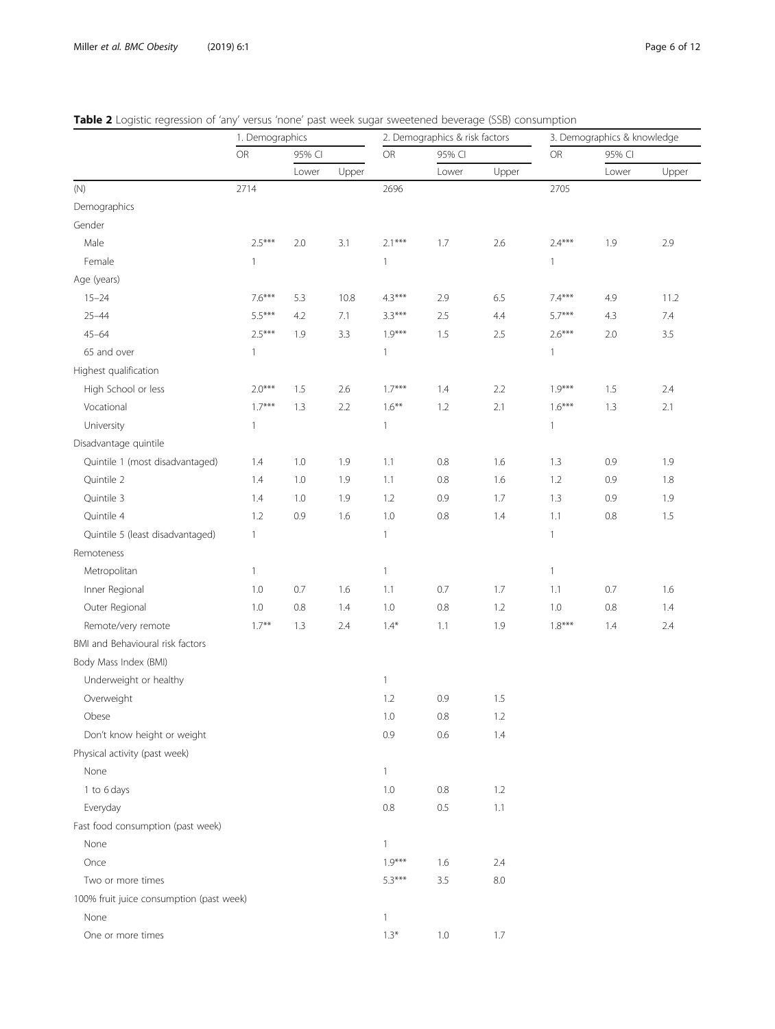**Table 2** Logistic regression of 'any' versus 'none' past week sugar sweetened beverage (SSB) consumption

| | 1. Demographics | | | 2. Demographics & risk factors | | | 3. Demographics & knowledge | | |
|---|---|---|---|---|---|---|---|---|---|
| | OR | 95% CI | | OR | 95% CI | | OR | 95% CI | |
| | | Lower | Upper | | Lower | Upper | | Lower | Upper |
| (N) | 2714 | | | 2696 | | | 2705 | | |
| Demographics | | | | | | | | | |
| Gender | | | | | | | | | |
| Male | 2.5*** | 2.0 | 3.1 | 2.1*** | 1.7 | 2.6 | 2.4*** | 1.9 | 2.9 |
| Female | 1 | | | 1 | | | 1 | | |
| Age (years) | | | | | | | | | |
| 15–24 | 7.6*** | 5.3 | 10.8 | 4.3*** | 2.9 | 6.5 | 7.4*** | 4.9 | 11.2 |
| 25–44 | 5.5*** | 4.2 | 7.1 | 3.3*** | 2.5 | 4.4 | 5.7*** | 4.3 | 7.4 |
| 45–64 | 2.5*** | 1.9 | 3.3 | 1.9*** | 1.5 | 2.5 | 2.6*** | 2.0 | 3.5 |
| 65 and over | 1 | | | 1 | | | 1 | | |
| Highest qualification | | | | | | | | | |
| High School or less | 2.0*** | 1.5 | 2.6 | 1.7*** | 1.4 | 2.2 | 1.9*** | 1.5 | 2.4 |
| Vocational | 1.7*** | 1.3 | 2.2 | 1.6** | 1.2 | 2.1 | 1.6*** | 1.3 | 2.1 |
| University | 1 | | | 1 | | | 1 | | |
| Disadvantage quintile | | | | | | | | | |
| Quintile 1 (most disadvantaged) | 1.4 | 1.0 | 1.9 | 1.1 | 0.8 | 1.6 | 1.3 | 0.9 | 1.9 |
| Quintile 2 | 1.4 | 1.0 | 1.9 | 1.1 | 0.8 | 1.6 | 1.2 | 0.9 | 1.8 |
| Quintile 3 | 1.4 | 1.0 | 1.9 | 1.2 | 0.9 | 1.7 | 1.3 | 0.9 | 1.9 |
| Quintile 4 | 1.2 | 0.9 | 1.6 | 1.0 | 0.8 | 1.4 | 1.1 | 0.8 | 1.5 |
| Quintile 5 (least disadvantaged) | 1 | | | 1 | | | 1 | | |
| Remoteness | | | | | | | | | |
| Metropolitan | 1 | | | 1 | | | 1 | | |
| Inner Regional | 1.0 | 0.7 | 1.6 | 1.1 | 0.7 | 1.7 | 1.1 | 0.7 | 1.6 |
| Outer Regional | 1.0 | 0.8 | 1.4 | 1.0 | 0.8 | 1.2 | 1.0 | 0.8 | 1.4 |
| Remote/very remote | 1.7** | 1.3 | 2.4 | 1.4* | 1.1 | 1.9 | 1.8*** | 1.4 | 2.4 |
| BMI and Behavioural risk factors | | | | | | | | | |
| Body Mass Index (BMI) | | | | | | | | | |
| Underweight or healthy | | | | 1 | | | | | |
| Overweight | | | | 1.2 | 0.9 | 1.5 | | | |
| Obese | | | | 1.0 | 0.8 | 1.2 | | | |
| Don't know height or weight | | | | 0.9 | 0.6 | 1.4 | | | |
| Physical activity (past week) | | | | | | | | | |
| None | | | | 1 | | | | | |
| 1 to 6 days | | | | 1.0 | 0.8 | 1.2 | | | |
| Everyday | | | | 0.8 | 0.5 | 1.1 | | | |
| Fast food consumption (past week) | | | | | | | | | |
| None | | | | 1 | | | | | |
| Once | | | | 1.9*** | 1.6 | 2.4 | | | |
| Two or more times | | | | 5.3*** | 3.5 | 8.0 | | | |
| 100% fruit juice consumption (past week) | | | | | | | | | |
| None | | | | 1 | | | | | |
| One or more times | | | | 1.3* | 1.0 | 1.7 | | | |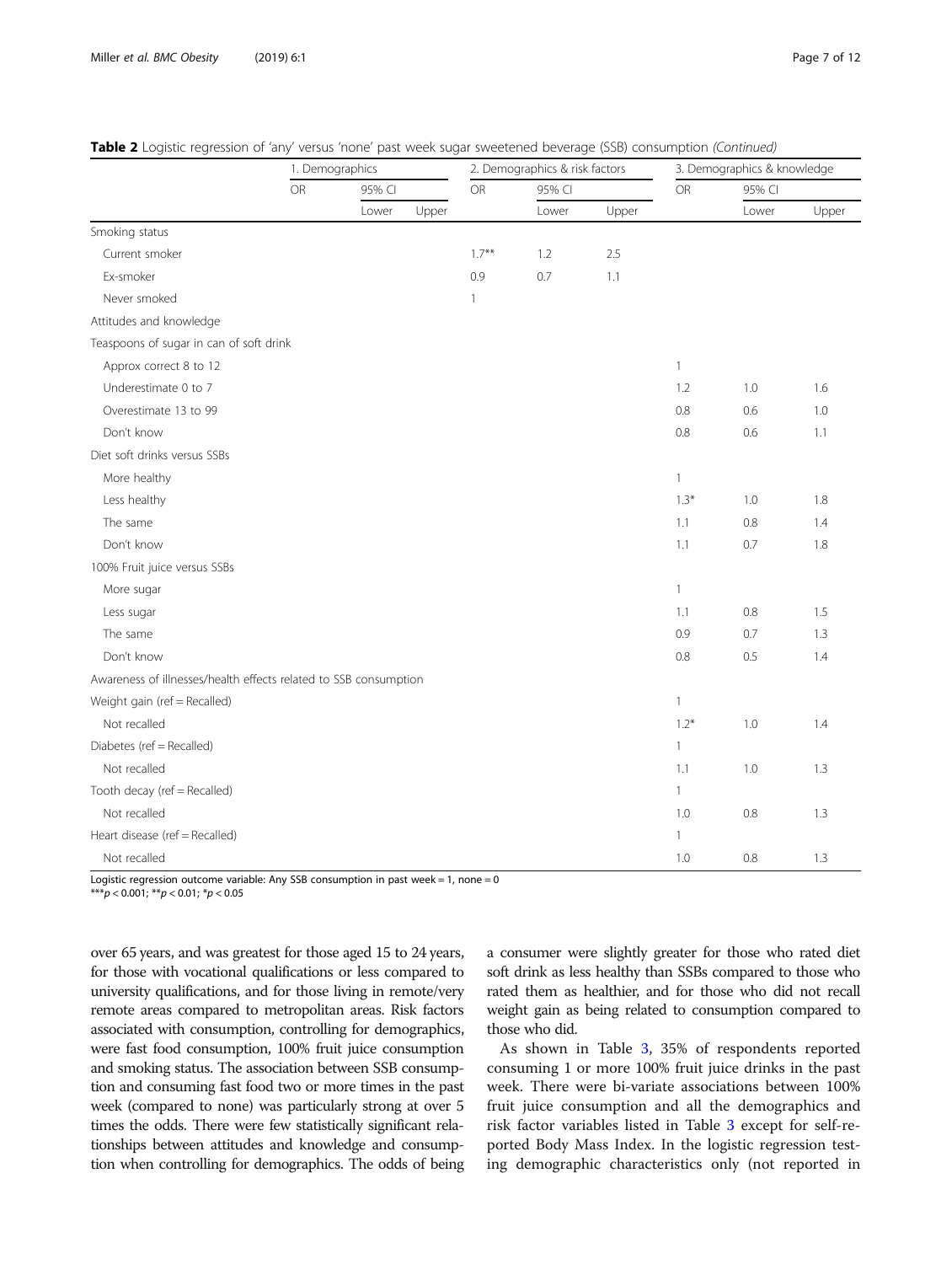**Table 2** Logistic regression of 'any' versus 'none' past week sugar sweetened beverage (SSB) consumption *(Continued)*

| | 1. Demographics | | | 2. Demographics & risk factors | | | 3. Demographics & knowledge | | |
|---|---|---|---|---|---|---|---|---|---|
| | OR | 95% CI | | OR | 95% CI | | OR | 95% CI | |
| | | Lower | Upper | | Lower | Upper | | Lower | Upper |
| Smoking status | | | | | | | | | |
| Current smoker | | | | 1.7** | 1.2 | 2.5 | | | |
| Ex-smoker | | | | 0.9 | 0.7 | 1.1 | | | |
| Never smoked | | | | 1 | | | | | |
| Attitudes and knowledge | | | | | | | | | |
| Teaspoons of sugar in can of soft drink | | | | | | | | | |
| Approx correct 8 to 12 | | | | | | | 1 | | |
| Underestimate 0 to 7 | | | | | | | 1.2 | 1.0 | 1.6 |
| Overestimate 13 to 99 | | | | | | | 0.8 | 0.6 | 1.0 |
| Don't know | | | | | | | 0.8 | 0.6 | 1.1 |
| Diet soft drinks versus SSBs | | | | | | | | | |
| More healthy | | | | | | | 1 | | |
| Less healthy | | | | | | | 1.3* | 1.0 | 1.8 |
| The same | | | | | | | 1.1 | 0.8 | 1.4 |
| Don't know | | | | | | | 1.1 | 0.7 | 1.8 |
| 100% Fruit juice versus SSBs | | | | | | | | | |
| More sugar | | | | | | | 1 | | |
| Less sugar | | | | | | | 1.1 | 0.8 | 1.5 |
| The same | | | | | | | 0.9 | 0.7 | 1.3 |
| Don't know | | | | | | | 0.8 | 0.5 | 1.4 |
| Awareness of illnesses/health effects related to SSB consumption | | | | | | | | | |
| Weight gain (ref = Recalled) | | | | | | | 1 | | |
| Not recalled | | | | | | | 1.2* | 1.0 | 1.4 |
| Diabetes (ref = Recalled) | | | | | | | 1 | | |
| Not recalled | | | | | | | 1.1 | 1.0 | 1.3 |
| Tooth decay (ref = Recalled) | | | | | | | 1 | | |
| Not recalled | | | | | | | 1.0 | 0.8 | 1.3 |
| Heart disease (ref = Recalled) | | | | | | | 1 | | |
| Not recalled | | | | | | | 1.0 | 0.8 | 1.3 |

Logistic regression outcome variable: Any SSB consumption in past week = 1, none = 0

***$p < 0.001$; **$p < 0.01$; *$p < 0.05$

over 65 years, and was greatest for those aged 15 to 24 years, for those with vocational qualifications or less compared to university qualifications, and for those living in remote/very remote areas compared to metropolitan areas. Risk factors associated with consumption, controlling for demographics, were fast food consumption, 100% fruit juice consumption and smoking status. The association between SSB consumption and consuming fast food two or more times in the past week (compared to none) was particularly strong at over 5 times the odds. There were few statistically significant relationships between attitudes and knowledge and consumption when controlling for demographics. The odds of being a consumer were slightly greater for those who rated diet soft drink as less healthy than SSBs compared to those who rated them as healthier, and for those who did not recall weight gain as being related to consumption compared to those who did.

As shown in Table 3, 35% of respondents reported consuming 1 or more 100% fruit juice drinks in the past week. There were bi-variate associations between 100% fruit juice consumption and all the demographics and risk factor variables listed in Table 3 except for self-reported Body Mass Index. In the logistic regression testing demographic characteristics only (not reported in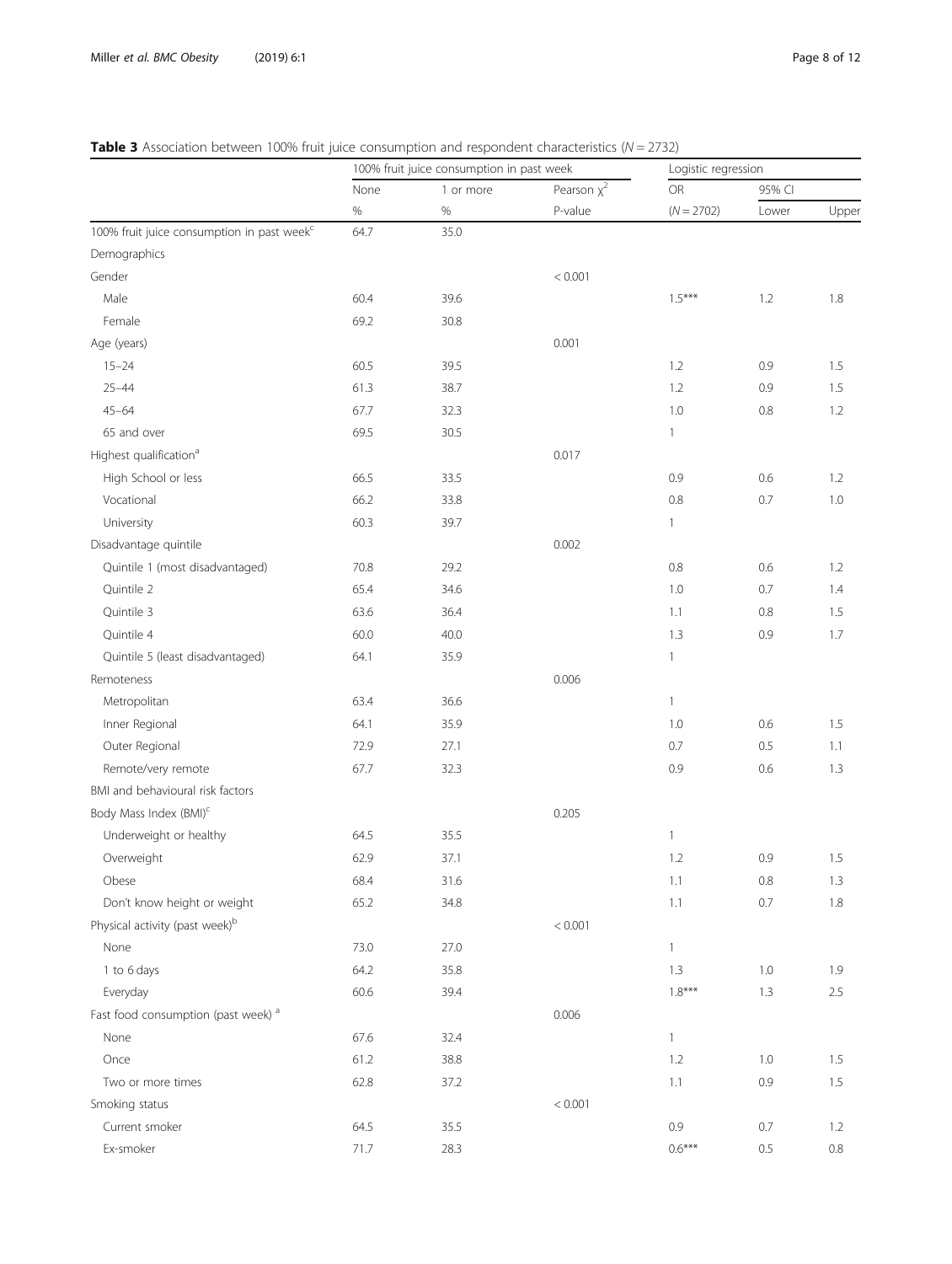**Table 3** Association between 100% fruit juice consumption and respondent characteristics (*N* = 2732)

| | 100% fruit juice consumption in past week | | | Logistic regression | | |
|---|---|---|---|---|---|---|
| | None | 1 or more | Pearson $\chi^2$ | OR | 95% CI | |
| | % | % | P-value | (*N* = 2702) | Lower | Upper |
| 100% fruit juice consumption in past week[c] | 64.7 | 35.0 | | | | |
| Demographics | | | | | | |
| Gender | | | < 0.001 | | | |
| Male | 60.4 | 39.6 | | 1.5*** | 1.2 | 1.8 |
| Female | 69.2 | 30.8 | | | | |
| Age (years) | | | 0.001 | | | |
| 15–24 | 60.5 | 39.5 | | 1.2 | 0.9 | 1.5 |
| 25–44 | 61.3 | 38.7 | | 1.2 | 0.9 | 1.5 |
| 45–64 | 67.7 | 32.3 | | 1.0 | 0.8 | 1.2 |
| 65 and over | 69.5 | 30.5 | | 1 | | |
| Highest qualification[a] | | | 0.017 | | | |
| High School or less | 66.5 | 33.5 | | 0.9 | 0.6 | 1.2 |
| Vocational | 66.2 | 33.8 | | 0.8 | 0.7 | 1.0 |
| University | 60.3 | 39.7 | | 1 | | |
| Disadvantage quintile | | | 0.002 | | | |
| Quintile 1 (most disadvantaged) | 70.8 | 29.2 | | 0.8 | 0.6 | 1.2 |
| Quintile 2 | 65.4 | 34.6 | | 1.0 | 0.7 | 1.4 |
| Quintile 3 | 63.6 | 36.4 | | 1.1 | 0.8 | 1.5 |
| Quintile 4 | 60.0 | 40.0 | | 1.3 | 0.9 | 1.7 |
| Quintile 5 (least disadvantaged) | 64.1 | 35.9 | | 1 | | |
| Remoteness | | | 0.006 | | | |
| Metropolitan | 63.4 | 36.6 | | 1 | | |
| Inner Regional | 64.1 | 35.9 | | 1.0 | 0.6 | 1.5 |
| Outer Regional | 72.9 | 27.1 | | 0.7 | 0.5 | 1.1 |
| Remote/very remote | 67.7 | 32.3 | | 0.9 | 0.6 | 1.3 |
| BMI and behavioural risk factors | | | | | | |
| Body Mass Index (BMI)[c] | | | 0.205 | | | |
| Underweight or healthy | 64.5 | 35.5 | | 1 | | |
| Overweight | 62.9 | 37.1 | | 1.2 | 0.9 | 1.5 |
| Obese | 68.4 | 31.6 | | 1.1 | 0.8 | 1.3 |
| Don't know height or weight | 65.2 | 34.8 | | 1.1 | 0.7 | 1.8 |
| Physical activity (past week)[b] | | | < 0.001 | | | |
| None | 73.0 | 27.0 | | 1 | | |
| 1 to 6 days | 64.2 | 35.8 | | 1.3 | 1.0 | 1.9 |
| Everyday | 60.6 | 39.4 | | 1.8*** | 1.3 | 2.5 |
| Fast food consumption (past week) [a] | | | 0.006 | | | |
| None | 67.6 | 32.4 | | 1 | | |
| Once | 61.2 | 38.8 | | 1.2 | 1.0 | 1.5 |
| Two or more times | 62.8 | 37.2 | | 1.1 | 0.9 | 1.5 |
| Smoking status | | | < 0.001 | | | |
| Current smoker | 64.5 | 35.5 | | 0.9 | 0.7 | 1.2 |
| Ex-smoker | 71.7 | 28.3 | | 0.6*** | 0.5 | 0.8 |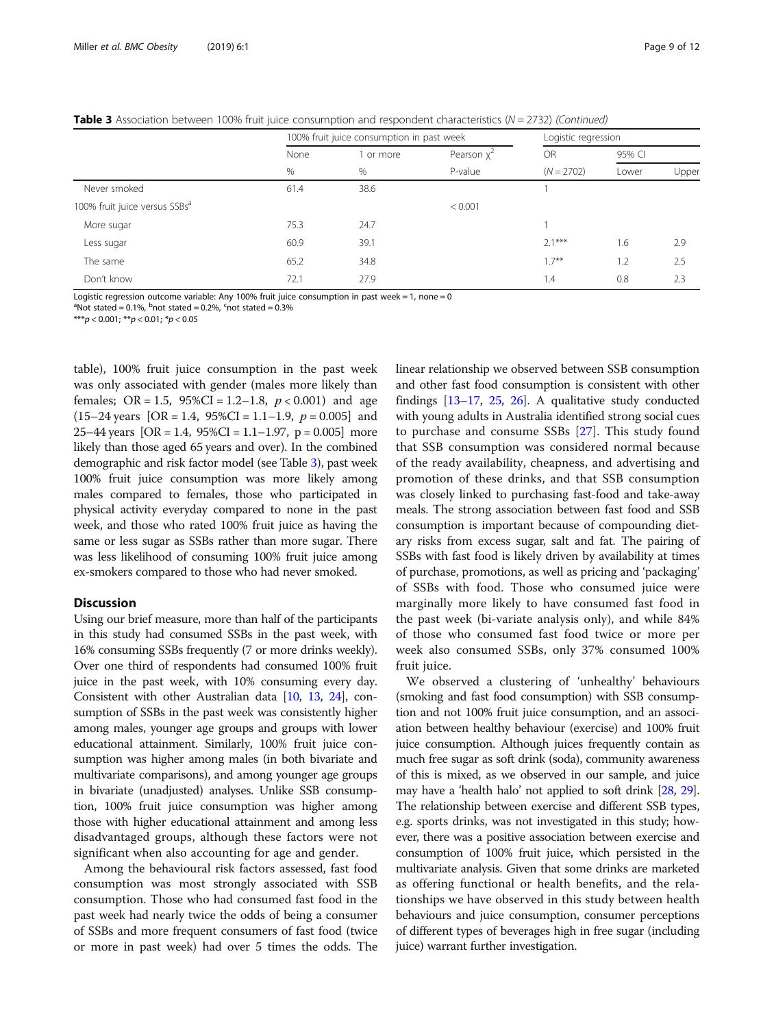**Table 3** Association between 100% fruit juice consumption and respondent characteristics (*N* = 2732) *(Continued)*

| | 100% fruit juice consumption in past week | | | Logistic regression | | |
|---|---|---|---|---|---|---|
| | None | 1 or more | Pearson $\chi^2$ | OR | 95% CI | |
| | % | % | P-value | (*N* = 2702) | Lower | Upper |
| Never smoked | 61.4 | 38.6 | | 1 | | |
| 100% fruit juice versus SSBs[a] | | | < 0.001 | | | |
| More sugar | 75.3 | 24.7 | | 1 | | |
| Less sugar | 60.9 | 39.1 | | 2.1*** | 1.6 | 2.9 |
| The same | 65.2 | 34.8 | | 1.7** | 1.2 | 2.5 |
| Don't know | 72.1 | 27.9 | | 1.4 | 0.8 | 2.3 |

Logistic regression outcome variable: Any 100% fruit juice consumption in past week = 1, none = 0

[a]Not stated = 0.1%, [b]not stated = 0.2%, [c]not stated = 0.3%

***$p < 0.001$; **$p < 0.01$; *$p < 0.05$

table), 100% fruit juice consumption in the past week was only associated with gender (males more likely than females; OR = 1.5, 95%CI = 1.2–1.8, $p < 0.001$) and age (15–24 years [OR = 1.4, 95%CI = 1.1–1.9, $p = 0.005$] and 25–44 years [OR = 1.4, 95%CI = 1.1–1.97, $p = 0.005$] more likely than those aged 65 years and over). In the combined demographic and risk factor model (see Table 3), past week 100% fruit juice consumption was more likely among males compared to females, those who participated in physical activity everyday compared to none in the past week, and those who rated 100% fruit juice as having the same or less sugar as SSBs rather than more sugar. There was less likelihood of consuming 100% fruit juice among ex-smokers compared to those who had never smoked.

## Discussion

Using our brief measure, more than half of the participants in this study had consumed SSBs in the past week, with 16% consuming SSBs frequently (7 or more drinks weekly). Over one third of respondents had consumed 100% fruit juice in the past week, with 10% consuming every day. Consistent with other Australian data [10, 13, 24], consumption of SSBs in the past week was consistently higher among males, younger age groups and groups with lower educational attainment. Similarly, 100% fruit juice consumption was higher among males (in both bivariate and multivariate comparisons), and among younger age groups in bivariate (unadjusted) analyses. Unlike SSB consumption, 100% fruit juice consumption was higher among those with higher educational attainment and among less disadvantaged groups, although these factors were not significant when also accounting for age and gender.

Among the behavioural risk factors assessed, fast food consumption was most strongly associated with SSB consumption. Those who had consumed fast food in the past week had nearly twice the odds of being a consumer of SSBs and more frequent consumers of fast food (twice or more in past week) had over 5 times the odds. The linear relationship we observed between SSB consumption and other fast food consumption is consistent with other findings [13–17, 25, 26]. A qualitative study conducted with young adults in Australia identified strong social cues to purchase and consume SSBs [27]. This study found that SSB consumption was considered normal because of the ready availability, cheapness, and advertising and promotion of these drinks, and that SSB consumption was closely linked to purchasing fast-food and take-away meals. The strong association between fast food and SSB consumption is important because of compounding dietary risks from excess sugar, salt and fat. The pairing of SSBs with fast food is likely driven by availability at times of purchase, promotions, as well as pricing and 'packaging' of SSBs with food. Those who consumed juice were marginally more likely to have consumed fast food in the past week (bi-variate analysis only), and while 84% of those who consumed fast food twice or more per week also consumed SSBs, only 37% consumed 100% fruit juice.

We observed a clustering of 'unhealthy' behaviours (smoking and fast food consumption) with SSB consumption and not 100% fruit juice consumption, and an association between healthy behaviour (exercise) and 100% fruit juice consumption. Although juices frequently contain as much free sugar as soft drink (soda), community awareness of this is mixed, as we observed in our sample, and juice may have a 'health halo' not applied to soft drink [28, 29]. The relationship between exercise and different SSB types, e.g. sports drinks, was not investigated in this study; however, there was a positive association between exercise and consumption of 100% fruit juice, which persisted in the multivariate analysis. Given that some drinks are marketed as offering functional or health benefits, and the relationships we have observed in this study between health behaviours and juice consumption, consumer perceptions of different types of beverages high in free sugar (including juice) warrant further investigation.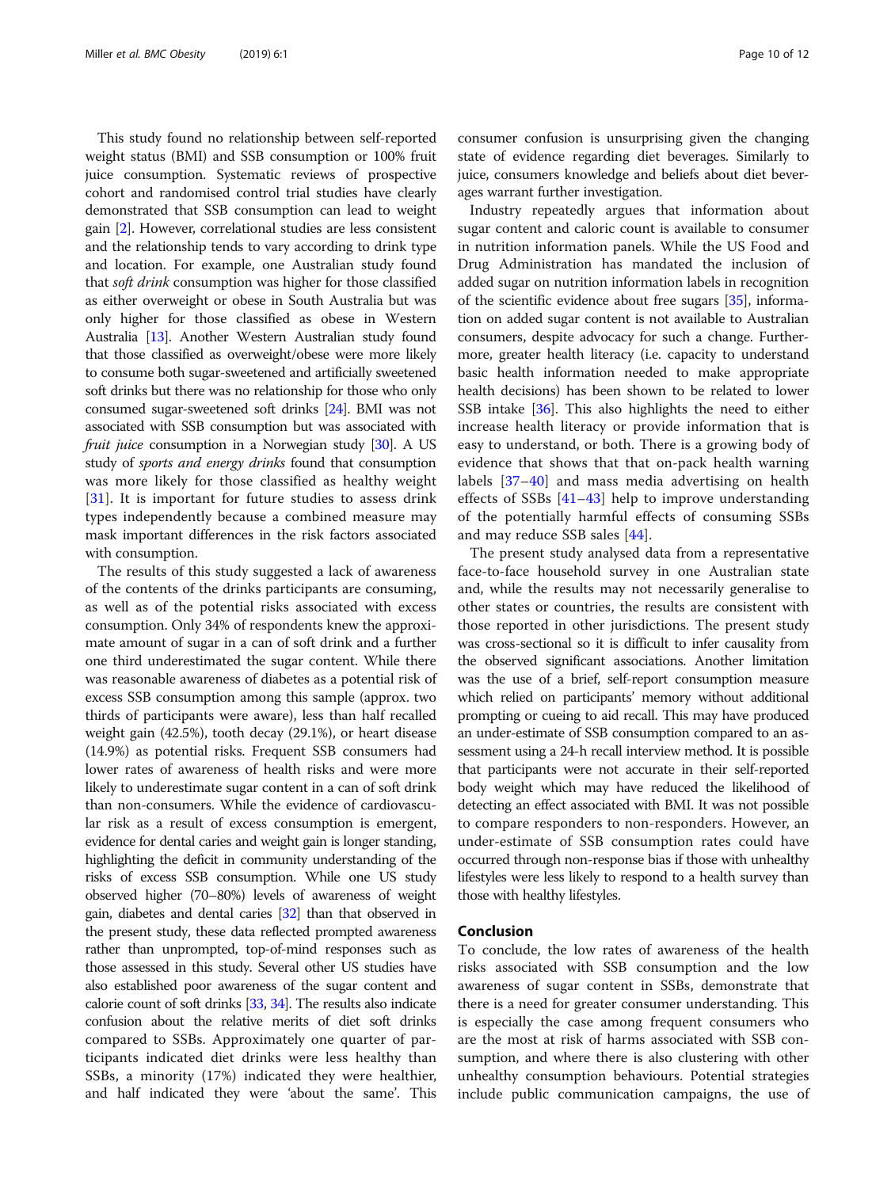This study found no relationship between self-reported weight status (BMI) and SSB consumption or 100% fruit juice consumption. Systematic reviews of prospective cohort and randomised control trial studies have clearly demonstrated that SSB consumption can lead to weight gain [2]. However, correlational studies are less consistent and the relationship tends to vary according to drink type and location. For example, one Australian study found that *soft drink* consumption was higher for those classified as either overweight or obese in South Australia but was only higher for those classified as obese in Western Australia [13]. Another Western Australian study found that those classified as overweight/obese were more likely to consume both sugar-sweetened and artificially sweetened soft drinks but there was no relationship for those who only consumed sugar-sweetened soft drinks [24]. BMI was not associated with SSB consumption but was associated with *fruit juice* consumption in a Norwegian study [30]. A US study of *sports and energy drinks* found that consumption was more likely for those classified as healthy weight [31]. It is important for future studies to assess drink types independently because a combined measure may mask important differences in the risk factors associated with consumption.

The results of this study suggested a lack of awareness of the contents of the drinks participants are consuming, as well as of the potential risks associated with excess consumption. Only 34% of respondents knew the approximate amount of sugar in a can of soft drink and a further one third underestimated the sugar content. While there was reasonable awareness of diabetes as a potential risk of excess SSB consumption among this sample (approx. two thirds of participants were aware), less than half recalled weight gain (42.5%), tooth decay (29.1%), or heart disease (14.9%) as potential risks. Frequent SSB consumers had lower rates of awareness of health risks and were more likely to underestimate sugar content in a can of soft drink than non-consumers. While the evidence of cardiovascular risk as a result of excess consumption is emergent, evidence for dental caries and weight gain is longer standing, highlighting the deficit in community understanding of the risks of excess SSB consumption. While one US study observed higher (70–80%) levels of awareness of weight gain, diabetes and dental caries [32] than that observed in the present study, these data reflected prompted awareness rather than unprompted, top-of-mind responses such as those assessed in this study. Several other US studies have also established poor awareness of the sugar content and calorie count of soft drinks [33, 34]. The results also indicate confusion about the relative merits of diet soft drinks compared to SSBs. Approximately one quarter of participants indicated diet drinks were less healthy than SSBs, a minority (17%) indicated they were healthier, and half indicated they were 'about the same'. This consumer confusion is unsurprising given the changing state of evidence regarding diet beverages. Similarly to juice, consumers knowledge and beliefs about diet beverages warrant further investigation.

Industry repeatedly argues that information about sugar content and caloric count is available to consumer in nutrition information panels. While the US Food and Drug Administration has mandated the inclusion of added sugar on nutrition information labels in recognition of the scientific evidence about free sugars [35], information on added sugar content is not available to Australian consumers, despite advocacy for such a change. Furthermore, greater health literacy (i.e. capacity to understand basic health information needed to make appropriate health decisions) has been shown to be related to lower SSB intake [36]. This also highlights the need to either increase health literacy or provide information that is easy to understand, or both. There is a growing body of evidence that shows that that on-pack health warning labels [37–40] and mass media advertising on health effects of SSBs [41–43] help to improve understanding of the potentially harmful effects of consuming SSBs and may reduce SSB sales [44].

The present study analysed data from a representative face-to-face household survey in one Australian state and, while the results may not necessarily generalise to other states or countries, the results are consistent with those reported in other jurisdictions. The present study was cross-sectional so it is difficult to infer causality from the observed significant associations. Another limitation was the use of a brief, self-report consumption measure which relied on participants' memory without additional prompting or cueing to aid recall. This may have produced an under-estimate of SSB consumption compared to an assessment using a 24-h recall interview method. It is possible that participants were not accurate in their self-reported body weight which may have reduced the likelihood of detecting an effect associated with BMI. It was not possible to compare responders to non-responders. However, an under-estimate of SSB consumption rates could have occurred through non-response bias if those with unhealthy lifestyles were less likely to respond to a health survey than those with healthy lifestyles.

## Conclusion

To conclude, the low rates of awareness of the health risks associated with SSB consumption and the low awareness of sugar content in SSBs, demonstrate that there is a need for greater consumer understanding. This is especially the case among frequent consumers who are the most at risk of harms associated with SSB consumption, and where there is also clustering with other unhealthy consumption behaviours. Potential strategies include public communication campaigns, the use of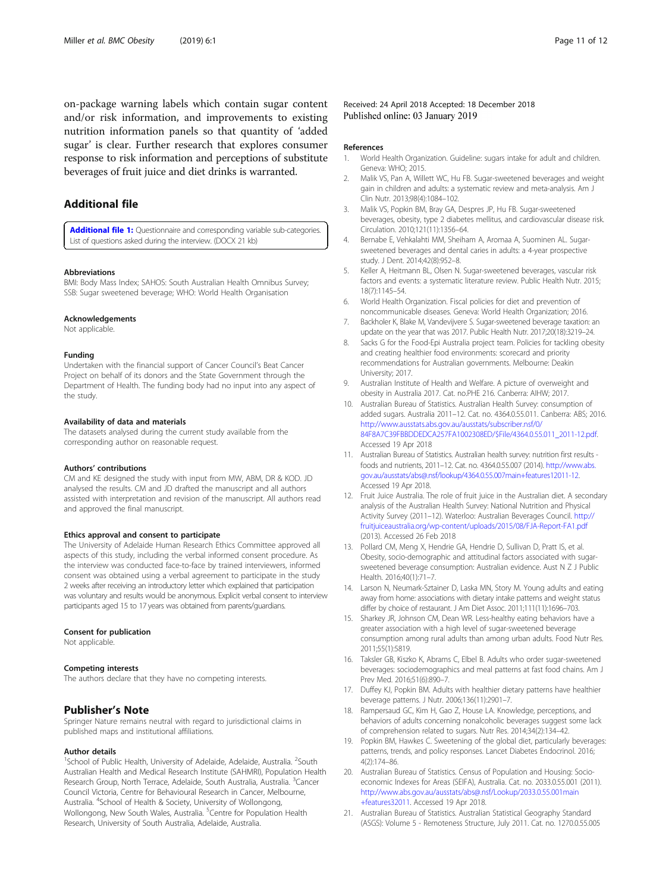on-package warning labels which contain sugar content and/or risk information, and improvements to existing nutrition information panels so that quantity of 'added sugar' is clear. Further research that explores consumer response to risk information and perceptions of substitute beverages of fruit juice and diet drinks is warranted.

## Additional file

**Additional file 1:** Questionnaire and corresponding variable sub-categories. List of questions asked during the interview. (DOCX 21 kb)

#### Abbreviations

BMI: Body Mass Index; SAHOS: South Australian Health Omnibus Survey; SSB: Sugar sweetened beverage; WHO: World Health Organisation

#### Acknowledgements

Not applicable.

#### Funding

Undertaken with the financial support of Cancer Council's Beat Cancer Project on behalf of its donors and the State Government through the Department of Health. The funding body had no input into any aspect of the study.

#### Availability of data and materials

The datasets analysed during the current study available from the corresponding author on reasonable request.

#### Authors' contributions

CM and KE designed the study with input from MW, ABM, DR & KOD. JD analysed the results. CM and JD drafted the manuscript and all authors assisted with interpretation and revision of the manuscript. All authors read and approved the final manuscript.

#### Ethics approval and consent to participate

The University of Adelaide Human Research Ethics Committee approved all aspects of this study, including the verbal informed consent procedure. As the interview was conducted face-to-face by trained interviewers, informed consent was obtained using a verbal agreement to participate in the study 2 weeks after receiving an introductory letter which explained that participation was voluntary and results would be anonymous. Explicit verbal consent to interview participants aged 15 to 17 years was obtained from parents/guardians.

#### Consent for publication

Not applicable.

#### Competing interests

The authors declare that they have no competing interests.

## Publisher's Note

Springer Nature remains neutral with regard to jurisdictional claims in published maps and institutional affiliations.

#### Author details

[1]School of Public Health, University of Adelaide, Adelaide, Australia. [2]South Australian Health and Medical Research Institute (SAHMRI), Population Health Research Group, North Terrace, Adelaide, South Australia, Australia. [3]Cancer Council Victoria, Centre for Behavioural Research in Cancer, Melbourne, Australia. [4]School of Health & Society, University of Wollongong, Wollongong, New South Wales, Australia. [5]Centre for Population Health Research, University of South Australia, Adelaide, Australia.

Received: 24 April 2018 Accepted: 18 December 2018
Published online: 03 January 2019

#### References

1. World Health Organization. Guideline: sugars intake for adult and children. Geneva: WHO; 2015.
2. Malik VS, Pan A, Willett WC, Hu FB. Sugar-sweetened beverages and weight gain in children and adults: a systematic review and meta-analysis. Am J Clin Nutr. 2013;98(4):1084–102.
3. Malik VS, Popkin BM, Bray GA, Despres JP, Hu FB. Sugar-sweetened beverages, obesity, type 2 diabetes mellitus, and cardiovascular disease risk. Circulation. 2010;121(11):1356–64.
4. Bernabe E, Vehkalahti MM, Sheiham A, Aromaa A, Suominen AL. Sugar-sweetened beverages and dental caries in adults: a 4-year prospective study. J Dent. 2014;42(8):952–8.
5. Keller A, Heitmann BL, Olsen N. Sugar-sweetened beverages, vascular risk factors and events: a systematic literature review. Public Health Nutr. 2015;18(7):1145–54.
6. World Health Organization. Fiscal policies for diet and prevention of noncommunicable diseases. Geneva: World Health Organization; 2016.
7. Backholer K, Blake M, Vandevijvere S. Sugar-sweetened beverage taxation: an update on the year that was 2017. Public Health Nutr. 2017;20(18):3219–24.
8. Sacks G for the Food-Epi Australia project team. Policies for tackling obesity and creating healthier food environments: scorecard and priority recommendations for Australian governments. Melbourne: Deakin University; 2017.
9. Australian Institute of Health and Welfare. A picture of overweight and obesity in Australia 2017. Cat. no.PHE 216. Canberra: AIHW; 2017.
10. Australian Bureau of Statistics. Australian Health Survey: consumption of added sugars. Australia 2011–12. Cat. no. 4364.0.55.011. Canberra: ABS; 2016. http://www.ausstats.abs.gov.au/ausstats/subscriber.nsf/0/84F8A7C39FBBDDEDCA257FA1002308ED/$File/4364.0.55.011_2011-12.pdf. Accessed 19 Apr 2018
11. Australian Bureau of Statistics. Australian health survey: nutrition first results - foods and nutrients, 2011–12. Cat. no. 4364.0.55.007 (2014). http://www.abs.gov.au/ausstats/abs@.nsf/lookup/4364.0.55.007main+features12011-12. Accessed 19 Apr 2018.
12. Fruit Juice Australia. The role of fruit juice in the Australian diet. A secondary analysis of the Australian Health Survey: National Nutrition and Physical Activity Survey (2011–12). Waterloo: Australian Beverages Council. http://fruitjuiceaustralia.org/wp-content/uploads/2015/08/FJA-Report-FA1.pdf (2013). Accessed 26 Feb 2018
13. Pollard CM, Meng X, Hendrie GA, Hendrie D, Sullivan D, Pratt IS, et al. Obesity, socio-demographic and attitudinal factors associated with sugar-sweetened beverage consumption: Australian evidence. Aust N Z J Public Health. 2016;40(1):71–7.
14. Larson N, Neumark-Sztainer D, Laska MN, Story M. Young adults and eating away from home: associations with dietary intake patterns and weight status differ by choice of restaurant. J Am Diet Assoc. 2011;111(11):1696–703.
15. Sharkey JR, Johnson CM, Dean WR. Less-healthy eating behaviors have a greater association with a high level of sugar-sweetened beverage consumption among rural adults than among urban adults. Food Nutr Res. 2011;55(1):5819.
16. Taksler GB, Kiszko K, Abrams C, Elbel B. Adults who order sugar-sweetened beverages: sociodemographics and meal patterns at fast food chains. Am J Prev Med. 2016;51(6):890–7.
17. Duffey KJ, Popkin BM. Adults with healthier dietary patterns have healthier beverage patterns. J Nutr. 2006;136(11):2901–7.
18. Rampersaud GC, Kim H, Gao Z, House LA. Knowledge, perceptions, and behaviors of adults concerning nonalcoholic beverages suggest some lack of comprehension related to sugars. Nutr Res. 2014;34(2):134–42.
19. Popkin BM, Hawkes C. Sweetening of the global diet, particularly beverages: patterns, trends, and policy responses. Lancet Diabetes Endocrinol. 2016;4(2):174–86.
20. Australian Bureau of Statistics. Census of Population and Housing: Socio-economic Indexes for Areas (SEIFA), Australia. Cat. no. 2033.0.55.001 (2011). http://www.abs.gov.au/ausstats/abs@.nsf/Lookup/2033.0.55.001main+features32011. Accessed 19 Apr 2018.
21. Australian Bureau of Statistics. Australian Statistical Geography Standard (ASGS): Volume 5 - Remoteness Structure, July 2011. Cat. no. 1270.0.55.005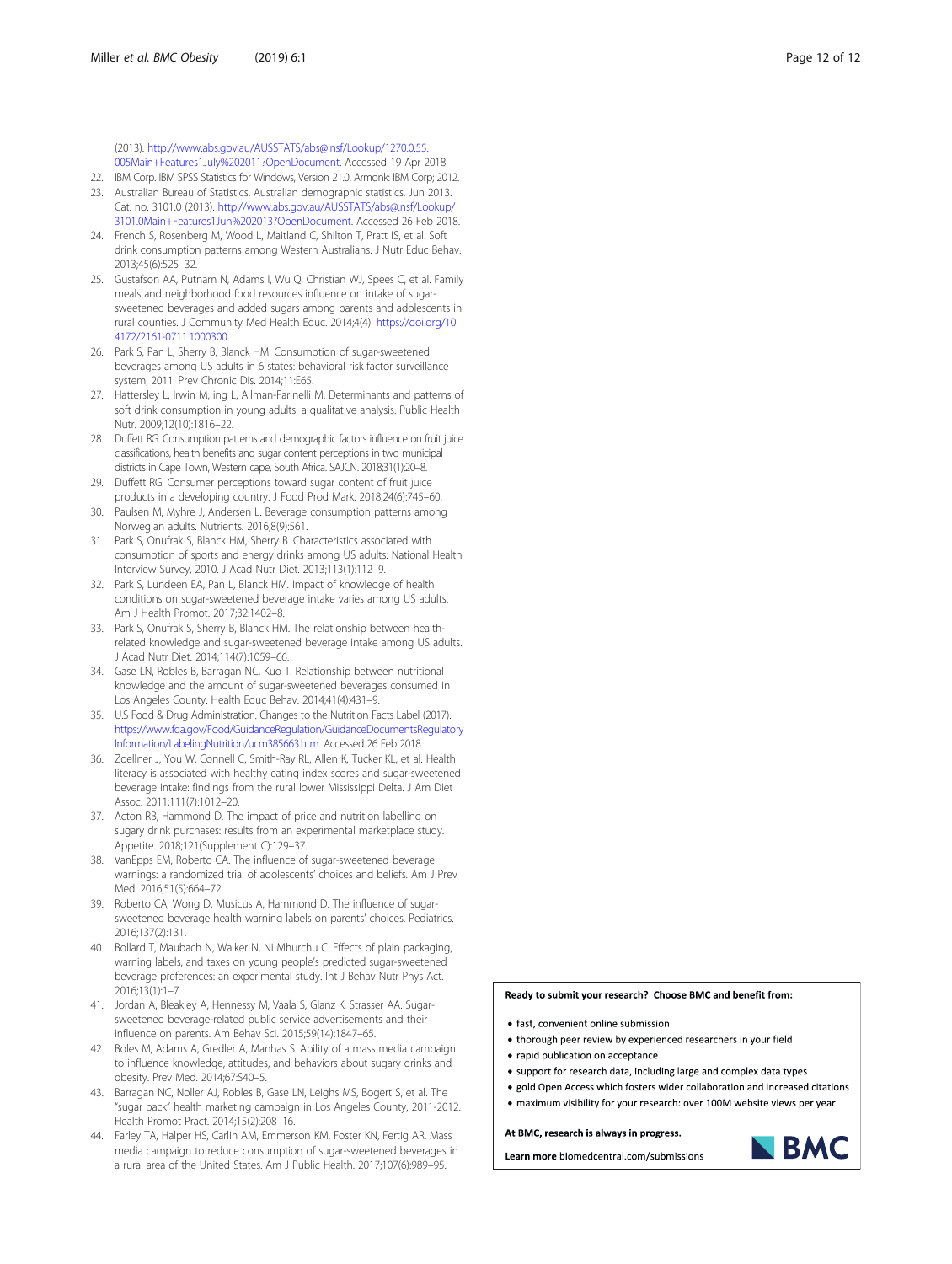(2013). http://www.abs.gov.au/AUSSTATS/abs@.nsf/Lookup/1270.0.55.005Main+Features1July%202011?OpenDocument. Accessed 19 Apr 2018.

22. IBM Corp. IBM SPSS Statistics for Windows, Version 21.0. Armonk: IBM Corp; 2012.
23. Australian Bureau of Statistics. Australian demographic statistics, Jun 2013. Cat. no. 3101.0 (2013). http://www.abs.gov.au/AUSSTATS/abs@.nsf/Lookup/3101.0Main+Features1Jun%202013?OpenDocument. Accessed 26 Feb 2018.
24. French S, Rosenberg M, Wood L, Maitland C, Shilton T, Pratt IS, et al. Soft drink consumption patterns among Western Australians. J Nutr Educ Behav. 2013;45(6):525–32.
25. Gustafson AA, Putnam N, Adams I, Wu Q, Christian WJ, Spees C, et al. Family meals and neighborhood food resources influence on intake of sugar-sweetened beverages and added sugars among parents and adolescents in rural counties. J Community Med Health Educ. 2014;4(4). https://doi.org/10.4172/2161-0711.1000300.
26. Park S, Pan L, Sherry B, Blanck HM. Consumption of sugar-sweetened beverages among US adults in 6 states: behavioral risk factor surveillance system, 2011. Prev Chronic Dis. 2014;11:E65.
27. Hattersley L, Irwin M, ing L, Allman-Farinelli M. Determinants and patterns of soft drink consumption in young adults: a qualitative analysis. Public Health Nutr. 2009;12(10):1816–22.
28. Duffett RG. Consumption patterns and demographic factors influence on fruit juice classifications, health benefits and sugar content perceptions in two municipal districts in Cape Town, Western cape, South Africa. SAJCN. 2018;31(1):20–8.
29. Duffett RG. Consumer perceptions toward sugar content of fruit juice products in a developing country. J Food Prod Mark. 2018;24(6):745–60.
30. Paulsen M, Myhre J, Andersen L. Beverage consumption patterns among Norwegian adults. Nutrients. 2016;8(9):561.
31. Park S, Onufrak S, Blanck HM, Sherry B. Characteristics associated with consumption of sports and energy drinks among US adults: National Health Interview Survey, 2010. J Acad Nutr Diet. 2013;113(1):112–9.
32. Park S, Lundeen EA, Pan L, Blanck HM. Impact of knowledge of health conditions on sugar-sweetened beverage intake varies among US adults. Am J Health Promot. 2017;32:1402–8.
33. Park S, Onufrak S, Sherry B, Blanck HM. The relationship between health-related knowledge and sugar-sweetened beverage intake among US adults. J Acad Nutr Diet. 2014;114(7):1059–66.
34. Gase LN, Robles B, Barragan NC, Kuo T. Relationship between nutritional knowledge and the amount of sugar-sweetened beverages consumed in Los Angeles County. Health Educ Behav. 2014;41(4):431–9.
35. U.S Food & Drug Administration. Changes to the Nutrition Facts Label (2017). https://www.fda.gov/Food/GuidanceRegulation/GuidanceDocumentsRegulatoryInformation/LabelingNutrition/ucm385663.htm. Accessed 26 Feb 2018.
36. Zoellner J, You W, Connell C, Smith-Ray RL, Allen K, Tucker KL, et al. Health literacy is associated with healthy eating index scores and sugar-sweetened beverage intake: findings from the rural lower Mississippi Delta. J Am Diet Assoc. 2011;111(7):1012–20.
37. Acton RB, Hammond D. The impact of price and nutrition labelling on sugary drink purchases: results from an experimental marketplace study. Appetite. 2018;121(Supplement C):129–37.
38. VanEpps EM, Roberto CA. The influence of sugar-sweetened beverage warnings: a randomized trial of adolescents' choices and beliefs. Am J Prev Med. 2016;51(5):664–72.
39. Roberto CA, Wong D, Musicus A, Hammond D. The influence of sugar-sweetened beverage health warning labels on parents' choices. Pediatrics. 2016;137(2):131.
40. Bollard T, Maubach N, Walker N, Ni Mhurchu C. Effects of plain packaging, warning labels, and taxes on young people's predicted sugar-sweetened beverage preferences: an experimental study. Int J Behav Nutr Phys Act. 2016;13(1):1–7.
41. Jordan A, Bleakley A, Hennessy M, Vaala S, Glanz K, Strasser AA. Sugar-sweetened beverage-related public service advertisements and their influence on parents. Am Behav Sci. 2015;59(14):1847–65.
42. Boles M, Adams A, Gredler A, Manhas S. Ability of a mass media campaign to influence knowledge, attitudes, and behaviors about sugary drinks and obesity. Prev Med. 2014;67:S40–5.
43. Barragan NC, Noller AJ, Robles B, Gase LN, Leighs MS, Bogert S, et al. The "sugar pack" health marketing campaign in Los Angeles County, 2011-2012. Health Promot Pract. 2014;15(2):208–16.
44. Farley TA, Halper HS, Carlin AM, Emmerson KM, Foster KN, Fertig AR. Mass media campaign to reduce consumption of sugar-sweetened beverages in a rural area of the United States. Am J Public Health. 2017;107(6):989–95.

**Ready to submit your research? Choose BMC and benefit from:**

- fast, convenient online submission
- thorough peer review by experienced researchers in your field
- rapid publication on acceptance
- support for research data, including large and complex data types
- gold Open Access which fosters wider collaboration and increased citations
- maximum visibility for your research: over 100M website views per year

**At BMC, research is always in progress.**

**Learn more** biomedcentral.com/submissions

BMC